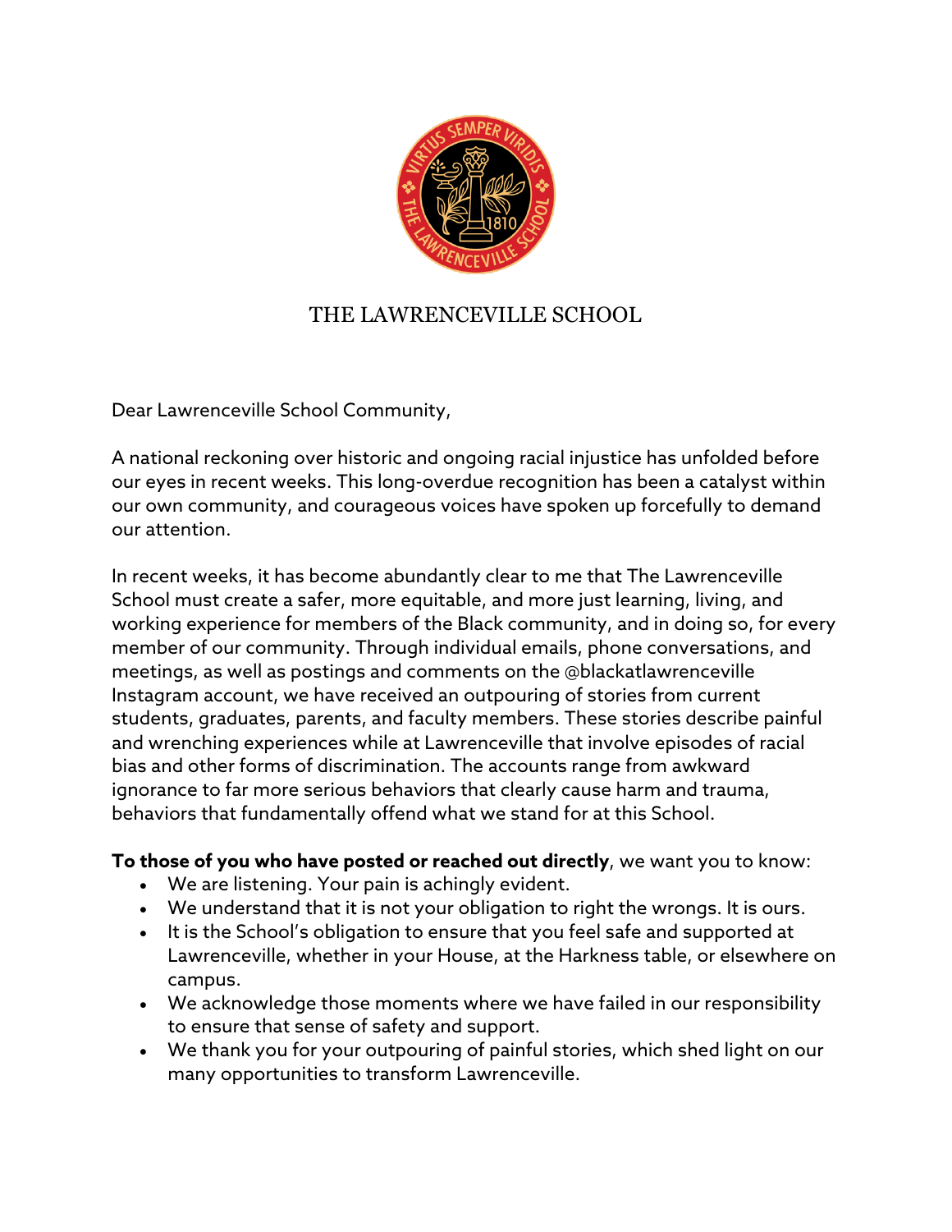# THE LAWRENCEVILLE SCHOOL

Dear Lawrenceville School Community,

A national reckoning over historic and ongoing racial injustice has unfolded before our eyes in recent weeks. This long-overdue recognition has been a catalyst within our own community, and courageous voices have spoken up forcefully to demand our attention.

In recent weeks, it has become abundantly clear to me that The Lawrenceville School must create a safer, more equitable, and more just learning, living, and working experience for members of the Black community, and in doing so, for every member of our community. Through individual emails, phone conversations, and meetings, as well as postings and comments on the @blackatlawrenceville Instagram account, we have received an outpouring of stories from current students, graduates, parents, and faculty members. These stories describe painful and wrenching experiences while at Lawrenceville that involve episodes of racial bias and other forms of discrimination. The accounts range from awkward ignorance to far more serious behaviors that clearly cause harm and trauma, behaviors that fundamentally offend what we stand for at this School.

**To those of you who have posted or reached out directly**, we want you to know:

- We are listening. Your pain is achingly evident.
- We understand that it is not your obligation to right the wrongs. It is ours.
- It is the School's obligation to ensure that you feel safe and supported at Lawrenceville, whether in your House, at the Harkness table, or elsewhere on campus.
- We acknowledge those moments where we have failed in our responsibility to ensure that sense of safety and support.
- We thank you for your outpouring of painful stories, which shed light on our many opportunities to transform Lawrenceville.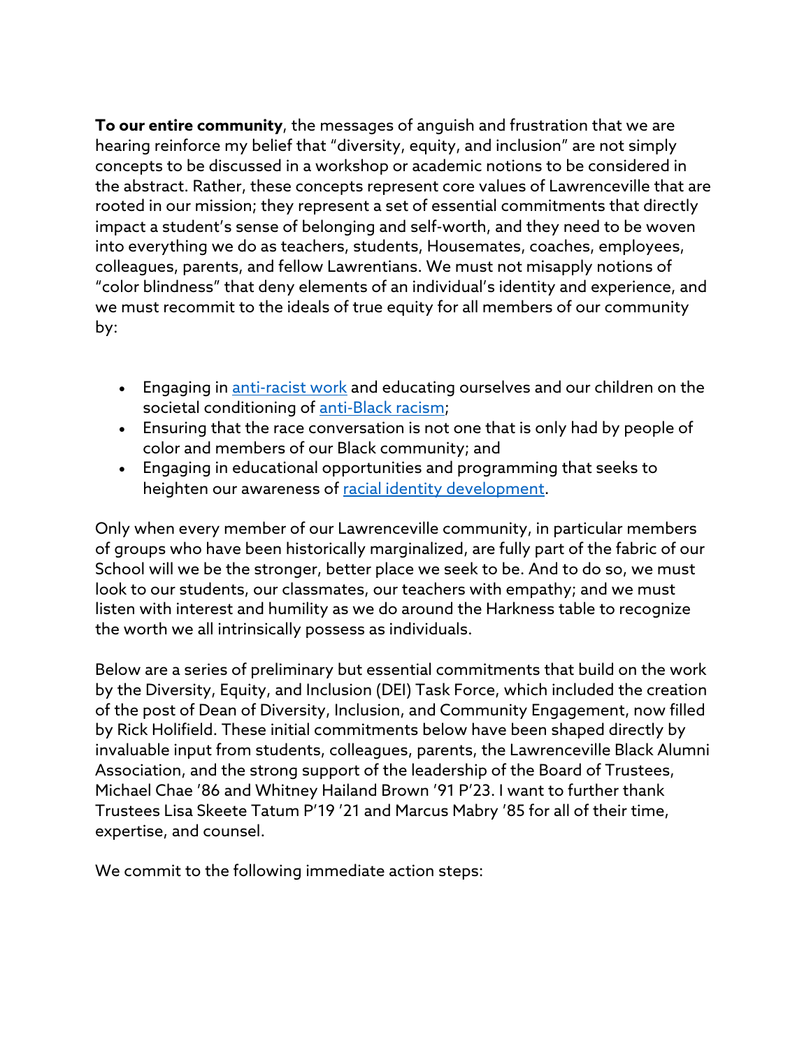**To our entire community**, the messages of anguish and frustration that we are hearing reinforce my belief that "diversity, equity, and inclusion" are not simply concepts to be discussed in a workshop or academic notions to be considered in the abstract. Rather, these concepts represent core values of Lawrenceville that are rooted in our mission; they represent a set of essential commitments that directly impact a student's sense of belonging and self-worth, and they need to be woven into everything we do as teachers, students, Housemates, coaches, employees, colleagues, parents, and fellow Lawrentians. We must not misapply notions of "color blindness" that deny elements of an individual's identity and experience, and we must recommit to the ideals of true equity for all members of our community by:

- Engaging in anti-racist work and educating ourselves and our children on the societal conditioning of anti-Black racism;
- Ensuring that the race conversation is not one that is only had by people of color and members of our Black community; and
- Engaging in educational opportunities and programming that seeks to heighten our awareness of racial identity development.

Only when every member of our Lawrenceville community, in particular members of groups who have been historically marginalized, are fully part of the fabric of our School will we be the stronger, better place we seek to be. And to do so, we must look to our students, our classmates, our teachers with empathy; and we must listen with interest and humility as we do around the Harkness table to recognize the worth we all intrinsically possess as individuals.

Below are a series of preliminary but essential commitments that build on the work by the Diversity, Equity, and Inclusion (DEI) Task Force, which included the creation of the post of Dean of Diversity, Inclusion, and Community Engagement, now filled by Rick Holifield. These initial commitments below have been shaped directly by invaluable input from students, colleagues, parents, the Lawrenceville Black Alumni Association, and the strong support of the leadership of the Board of Trustees, Michael Chae '86 and Whitney Hailand Brown '91 P'23. I want to further thank Trustees Lisa Skeete Tatum P'19 '21 and Marcus Mabry '85 for all of their time, expertise, and counsel.

We commit to the following immediate action steps: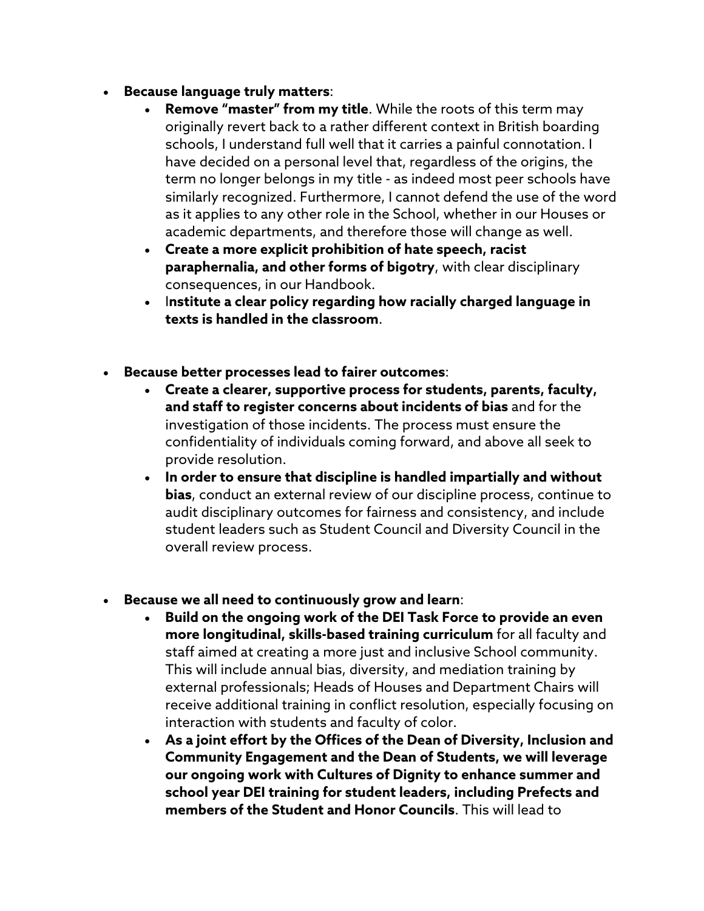- **Because language truly matters**:
  - **Remove "master" from my title**. While the roots of this term may originally revert back to a rather different context in British boarding schools, I understand full well that it carries a painful connotation. I have decided on a personal level that, regardless of the origins, the term no longer belongs in my title - as indeed most peer schools have similarly recognized. Furthermore, I cannot defend the use of the word as it applies to any other role in the School, whether in our Houses or academic departments, and therefore those will change as well.
  - **Create a more explicit prohibition of hate speech, racist paraphernalia, and other forms of bigotry**, with clear disciplinary consequences, in our Handbook.
  - I**nstitute a clear policy regarding how racially charged language in texts is handled in the classroom**.

- **Because better processes lead to fairer outcomes**:
  - **Create a clearer, supportive process for students, parents, faculty, and staff to register concerns about incidents of bias** and for the investigation of those incidents. The process must ensure the confidentiality of individuals coming forward, and above all seek to provide resolution.
  - **In order to ensure that discipline is handled impartially and without bias**, conduct an external review of our discipline process, continue to audit disciplinary outcomes for fairness and consistency, and include student leaders such as Student Council and Diversity Council in the overall review process.

- **Because we all need to continuously grow and learn**:
  - **Build on the ongoing work of the DEI Task Force to provide an even more longitudinal, skills-based training curriculum** for all faculty and staff aimed at creating a more just and inclusive School community. This will include annual bias, diversity, and mediation training by external professionals; Heads of Houses and Department Chairs will receive additional training in conflict resolution, especially focusing on interaction with students and faculty of color.
  - **As a joint effort by the Offices of the Dean of Diversity, Inclusion and Community Engagement and the Dean of Students, we will leverage our ongoing work with Cultures of Dignity to enhance summer and school year DEI training for student leaders, including Prefects and members of the Student and Honor Councils**. This will lead to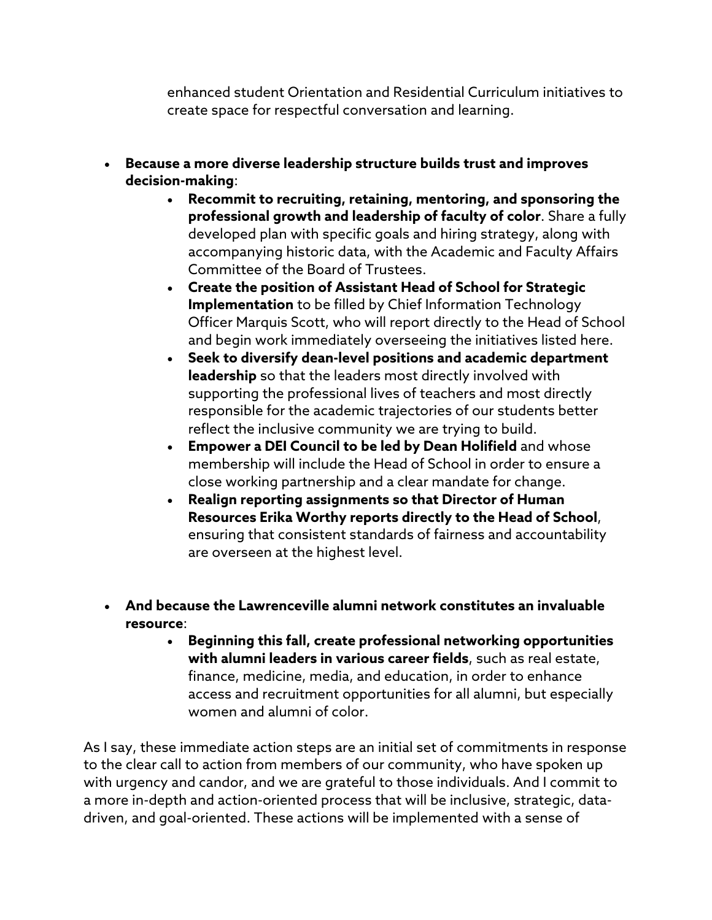enhanced student Orientation and Residential Curriculum initiatives to create space for respectful conversation and learning.

- **Because a more diverse leadership structure builds trust and improves decision-making**:
    - **Recommit to recruiting, retaining, mentoring, and sponsoring the professional growth and leadership of faculty of color**. Share a fully developed plan with specific goals and hiring strategy, along with accompanying historic data, with the Academic and Faculty Affairs Committee of the Board of Trustees.
    - **Create the position of Assistant Head of School for Strategic Implementation** to be filled by Chief Information Technology Officer Marquis Scott, who will report directly to the Head of School and begin work immediately overseeing the initiatives listed here.
    - **Seek to diversify dean-level positions and academic department leadership** so that the leaders most directly involved with supporting the professional lives of teachers and most directly responsible for the academic trajectories of our students better reflect the inclusive community we are trying to build.
    - **Empower a DEI Council to be led by Dean Holifield** and whose membership will include the Head of School in order to ensure a close working partnership and a clear mandate for change.
    - **Realign reporting assignments so that Director of Human Resources Erika Worthy reports directly to the Head of School**, ensuring that consistent standards of fairness and accountability are overseen at the highest level.

- **And because the Lawrenceville alumni network constitutes an invaluable resource**:
    - **Beginning this fall, create professional networking opportunities with alumni leaders in various career fields**, such as real estate, finance, medicine, media, and education, in order to enhance access and recruitment opportunities for all alumni, but especially women and alumni of color.

As I say, these immediate action steps are an initial set of commitments in response to the clear call to action from members of our community, who have spoken up with urgency and candor, and we are grateful to those individuals. And I commit to a more in-depth and action-oriented process that will be inclusive, strategic, data-driven, and goal-oriented. These actions will be implemented with a sense of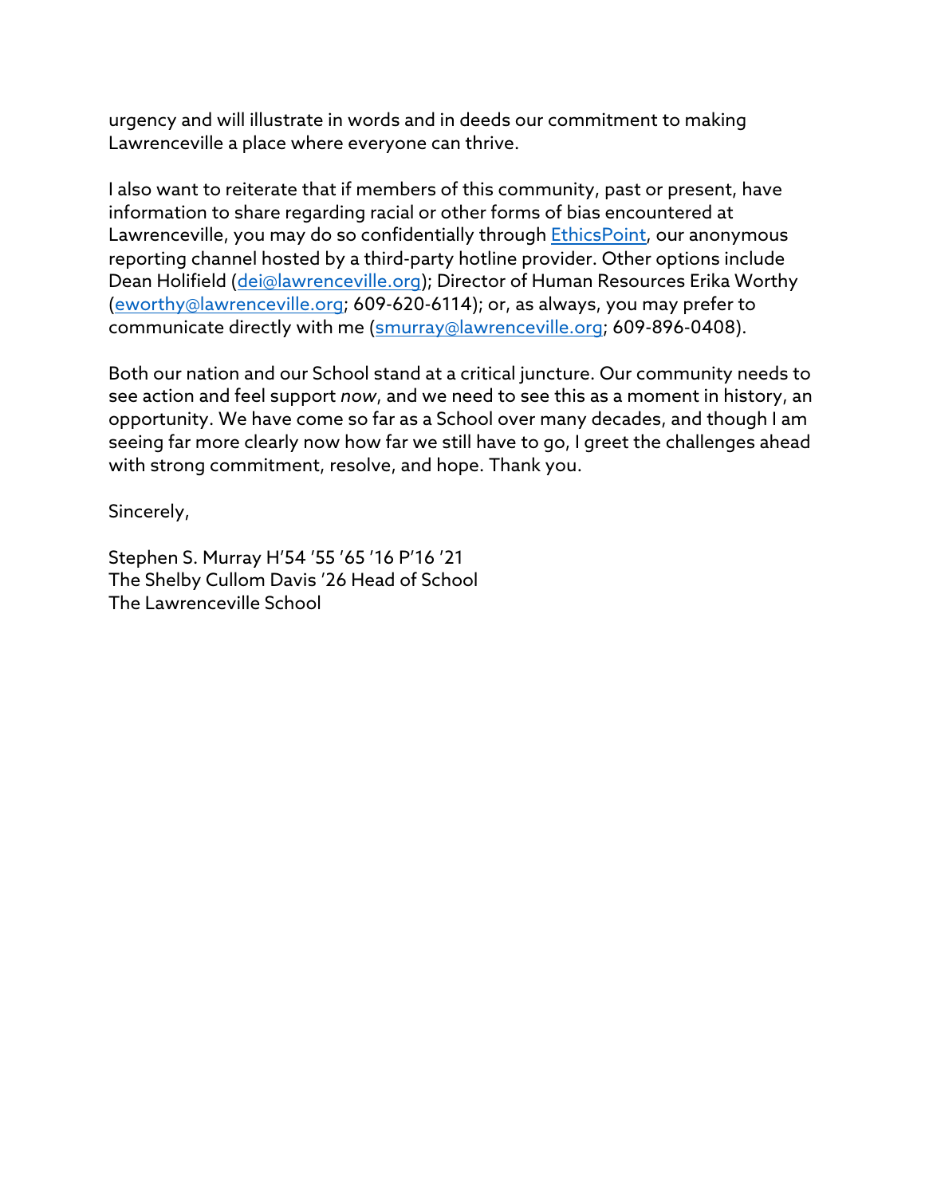urgency and will illustrate in words and in deeds our commitment to making Lawrenceville a place where everyone can thrive.

I also want to reiterate that if members of this community, past or present, have information to share regarding racial or other forms of bias encountered at Lawrenceville, you may do so confidentially through [EthicsPoint](), our anonymous reporting channel hosted by a third-party hotline provider. Other options include Dean Holifield ([dei@lawrenceville.org](mailto:dei@lawrenceville.org)); Director of Human Resources Erika Worthy ([eworthy@lawrenceville.org](mailto:eworthy@lawrenceville.org); 609-620-6114); or, as always, you may prefer to communicate directly with me ([smurray@lawrenceville.org](mailto:smurray@lawrenceville.org); 609-896-0408).

Both our nation and our School stand at a critical juncture. Our community needs to see action and feel support *now*, and we need to see this as a moment in history, an opportunity. We have come so far as a School over many decades, and though I am seeing far more clearly now how far we still have to go, I greet the challenges ahead with strong commitment, resolve, and hope. Thank you.

Sincerely,

Stephen S. Murray H'54 '55 '65 '16 P'16 '21
The Shelby Cullom Davis '26 Head of School
The Lawrenceville School